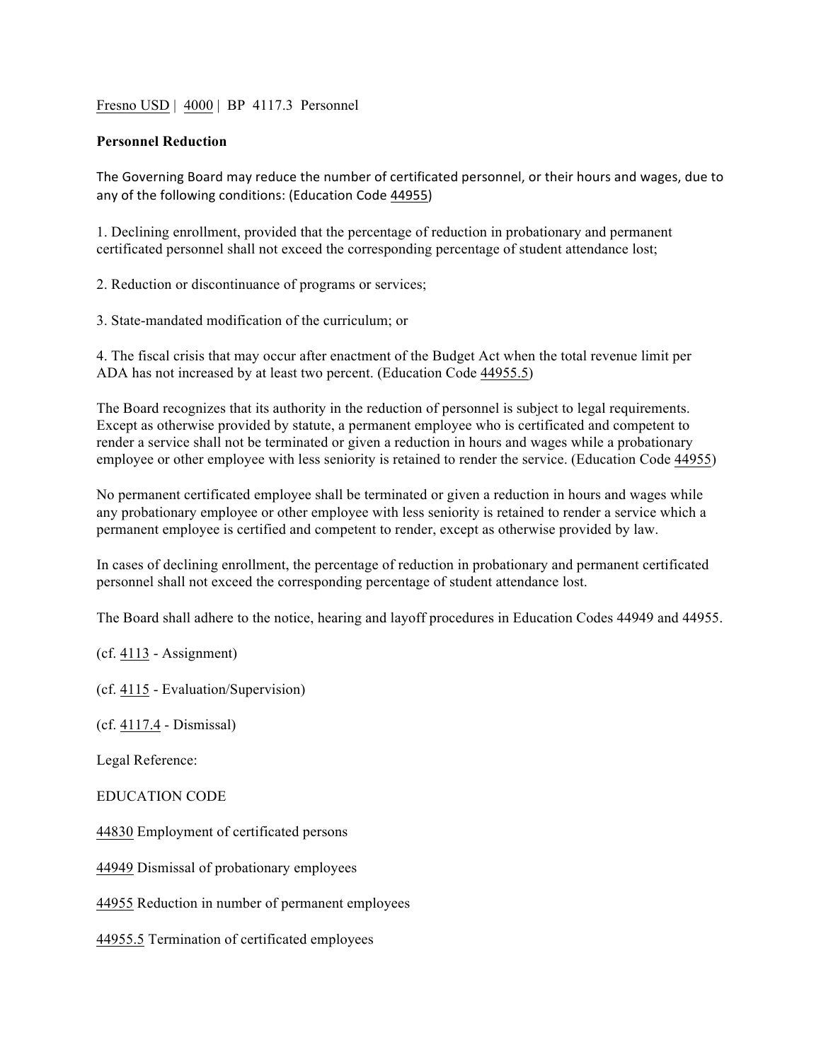Fresno USD | 4000 | BP 4117.3 Personnel

**Personnel Reduction**

The Governing Board may reduce the number of certificated personnel, or their hours and wages, due to any of the following conditions: (Education Code 44955)

1. Declining enrollment, provided that the percentage of reduction in probationary and permanent certificated personnel shall not exceed the corresponding percentage of student attendance lost;

2. Reduction or discontinuance of programs or services;

3. State-mandated modification of the curriculum; or

4. The fiscal crisis that may occur after enactment of the Budget Act when the total revenue limit per ADA has not increased by at least two percent. (Education Code 44955.5)

The Board recognizes that its authority in the reduction of personnel is subject to legal requirements. Except as otherwise provided by statute, a permanent employee who is certificated and competent to render a service shall not be terminated or given a reduction in hours and wages while a probationary employee or other employee with less seniority is retained to render the service. (Education Code 44955)

No permanent certificated employee shall be terminated or given a reduction in hours and wages while any probationary employee or other employee with less seniority is retained to render a service which a permanent employee is certified and competent to render, except as otherwise provided by law.

In cases of declining enrollment, the percentage of reduction in probationary and permanent certificated personnel shall not exceed the corresponding percentage of student attendance lost.

The Board shall adhere to the notice, hearing and layoff procedures in Education Codes 44949 and 44955.

(cf. 4113 - Assignment)

(cf. 4115 - Evaluation/Supervision)

(cf. 4117.4 - Dismissal)

Legal Reference:

EDUCATION CODE

44830 Employment of certificated persons

44949 Dismissal of probationary employees

44955 Reduction in number of permanent employees

44955.5 Termination of certificated employees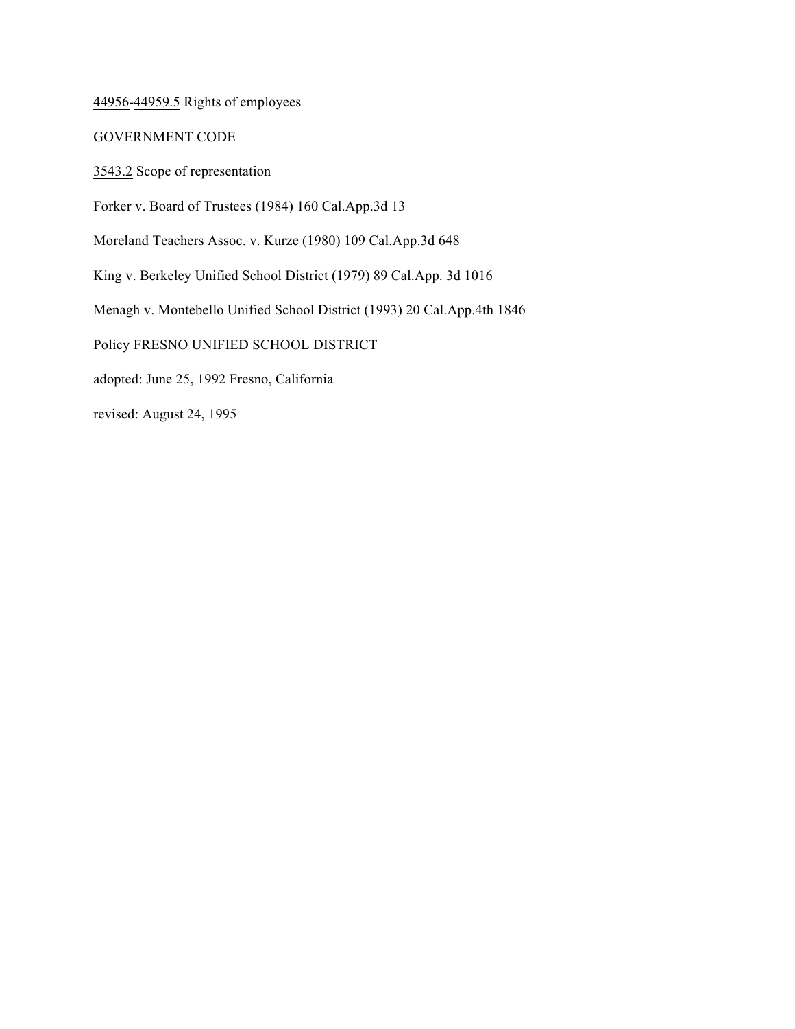44956-44959.5 Rights of employees

GOVERNMENT CODE

3543.2 Scope of representation

Forker v. Board of Trustees (1984) 160 Cal.App.3d 13

Moreland Teachers Assoc. v. Kurze (1980) 109 Cal.App.3d 648

King v. Berkeley Unified School District (1979) 89 Cal.App. 3d 1016

Menagh v. Montebello Unified School District (1993) 20 Cal.App.4th 1846

Policy FRESNO UNIFIED SCHOOL DISTRICT

adopted: June 25, 1992 Fresno, California

revised: August 24, 1995